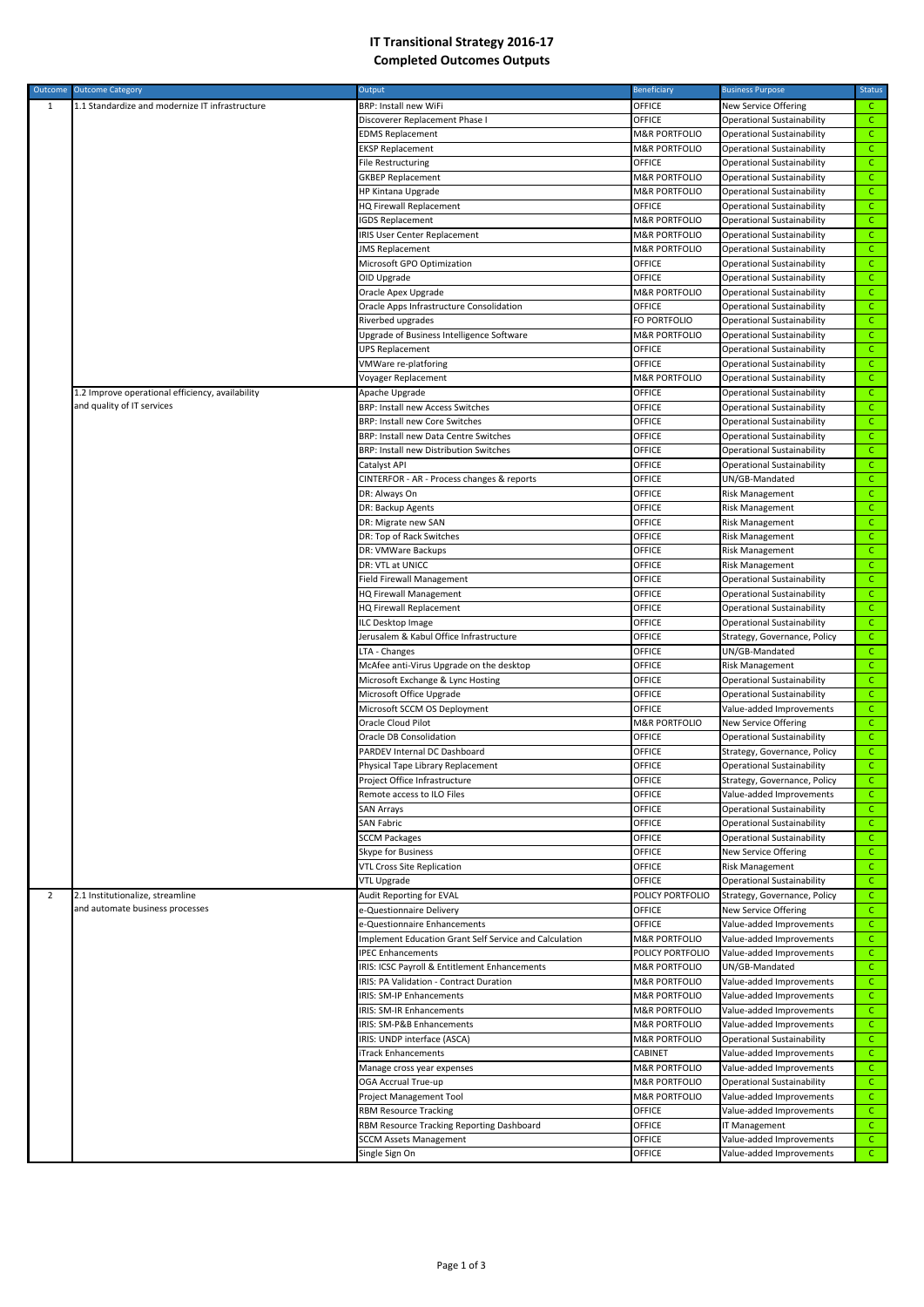# IT Transitional Strategy 2016-17
## Completed Outcomes Outputs

| Outcome | Outcome Category | Output | Beneficiary | Business Purpose | Status |
|---|---|---|---|---|---|
| 1 | 1.1 Standardize and modernize IT infrastructure | BRP: Install new WiFi | OFFICE | New Service Offering | C |
| | | Discoverer Replacement Phase I | OFFICE | Operational Sustainability | C |
| | | EDMS Replacement | M&R PORTFOLIO | Operational Sustainability | C |
| | | EKSP Replacement | M&R PORTFOLIO | Operational Sustainability | C |
| | | File Restructuring | OFFICE | Operational Sustainability | C |
| | | GKBEP Replacement | M&R PORTFOLIO | Operational Sustainability | C |
| | | HP Kintana Upgrade | M&R PORTFOLIO | Operational Sustainability | C |
| | | HQ Firewall Replacement | OFFICE | Operational Sustainability | C |
| | | IGDS Replacement | M&R PORTFOLIO | Operational Sustainability | C |
| | | IRIS User Center Replacement | M&R PORTFOLIO | Operational Sustainability | C |
| | | JMS Replacement | M&R PORTFOLIO | Operational Sustainability | C |
| | | Microsoft GPO Optimization | OFFICE | Operational Sustainability | C |
| | | OID Upgrade | OFFICE | Operational Sustainability | C |
| | | Oracle Apex Upgrade | M&R PORTFOLIO | Operational Sustainability | C |
| | | Oracle Apps Infrastructure Consolidation | OFFICE | Operational Sustainability | C |
| | | Riverbed upgrades | FO PORTFOLIO | Operational Sustainability | C |
| | | Upgrade of Business Intelligence Software | M&R PORTFOLIO | Operational Sustainability | C |
| | | UPS Replacement | OFFICE | Operational Sustainability | C |
| | | VMWare re-platforing | OFFICE | Operational Sustainability | C |
| | | Voyager Replacement | M&R PORTFOLIO | Operational Sustainability | C |
| | 1.2 Improve operational efficiency, availability and quality of IT services | Apache Upgrade | OFFICE | Operational Sustainability | C |
| | | BRP: Install new Access Switches | OFFICE | Operational Sustainability | C |
| | | BRP: Install new Core Switches | OFFICE | Operational Sustainability | C |
| | | BRP: Install new Data Centre Switches | OFFICE | Operational Sustainability | C |
| | | BRP: Install new Distribution Switches | OFFICE | Operational Sustainability | C |
| | | Catalyst API | OFFICE | Operational Sustainability | C |
| | | CINTERFOR - AR - Process changes & reports | OFFICE | UN/GB-Mandated | C |
| | | DR: Always On | OFFICE | Risk Management | C |
| | | DR: Backup Agents | OFFICE | Risk Management | C |
| | | DR: Migrate new SAN | OFFICE | Risk Management | C |
| | | DR: Top of Rack Switches | OFFICE | Risk Management | C |
| | | DR: VMWare Backups | OFFICE | Risk Management | C |
| | | DR: VTL at UNICC | OFFICE | Risk Management | C |
| | | Field Firewall Management | OFFICE | Operational Sustainability | C |
| | | HQ Firewall Management | OFFICE | Operational Sustainability | C |
| | | HQ Firewall Replacement | OFFICE | Operational Sustainability | C |
| | | ILC Desktop Image | OFFICE | Operational Sustainability | C |
| | | Jerusalem & Kabul Office Infrastructure | OFFICE | Strategy, Governance, Policy | C |
| | | LTA - Changes | OFFICE | UN/GB-Mandated | C |
| | | McAfee anti-Virus Upgrade on the desktop | OFFICE | Risk Management | C |
| | | Microsoft Exchange & Lync Hosting | OFFICE | Operational Sustainability | C |
| | | Microsoft Office Upgrade | OFFICE | Operational Sustainability | C |
| | | Microsoft SCCM OS Deployment | OFFICE | Value-added Improvements | C |
| | | Oracle Cloud Pilot | M&R PORTFOLIO | New Service Offering | C |
| | | Oracle DB Consolidation | OFFICE | Operational Sustainability | C |
| | | PARDEV Internal DC Dashboard | OFFICE | Strategy, Governance, Policy | C |
| | | Physical Tape Library Replacement | OFFICE | Operational Sustainability | C |
| | | Project Office Infrastructure | OFFICE | Strategy, Governance, Policy | C |
| | | Remote access to ILO Files | OFFICE | Value-added Improvements | C |
| | | SAN Arrays | OFFICE | Operational Sustainability | C |
| | | SAN Fabric | OFFICE | Operational Sustainability | C |
| | | SCCM Packages | OFFICE | Operational Sustainability | C |
| | | Skype for Business | OFFICE | New Service Offering | C |
| | | VTL Cross Site Replication | OFFICE | Risk Management | C |
| | | VTL Upgrade | OFFICE | Operational Sustainability | C |
| 2 | 2.1 Institutionalize, streamline and automate business processes | Audit Reporting for EVAL | POLICY PORTFOLIO | Strategy, Governance, Policy | C |
| | | e-Questionnaire Delivery | OFFICE | New Service Offering | C |
| | | e-Questionnaire Enhancements | OFFICE | Value-added Improvements | C |
| | | Implement Education Grant Self Service and Calculation | M&R PORTFOLIO | Value-added Improvements | C |
| | | IPEC Enhancements | POLICY PORTFOLIO | Value-added Improvements | C |
| | | IRIS: ICSC Payroll & Entitlement Enhancements | M&R PORTFOLIO | UN/GB-Mandated | C |
| | | IRIS: PA Validation - Contract Duration | M&R PORTFOLIO | Value-added Improvements | C |
| | | IRIS: SM-IP Enhancements | M&R PORTFOLIO | Value-added Improvements | C |
| | | IRIS: SM-IR Enhancements | M&R PORTFOLIO | Value-added Improvements | C |
| | | IRIS: SM-P&B Enhancements | M&R PORTFOLIO | Value-added Improvements | C |
| | | IRIS: UNDP interface (ASCA) | M&R PORTFOLIO | Operational Sustainability | C |
| | | iTrack Enhancements | CABINET | Value-added Improvements | C |
| | | Manage cross year expenses | M&R PORTFOLIO | Value-added Improvements | C |
| | | OGA Accrual True-up | M&R PORTFOLIO | Operational Sustainability | C |
| | | Project Management Tool | M&R PORTFOLIO | Value-added Improvements | C |
| | | RBM Resource Tracking | OFFICE | Value-added Improvements | C |
| | | RBM Resource Tracking Reporting Dashboard | OFFICE | IT Management | C |
| | | SCCM Assets Management | OFFICE | Value-added Improvements | C |
| | | Single Sign On | OFFICE | Value-added Improvements | C |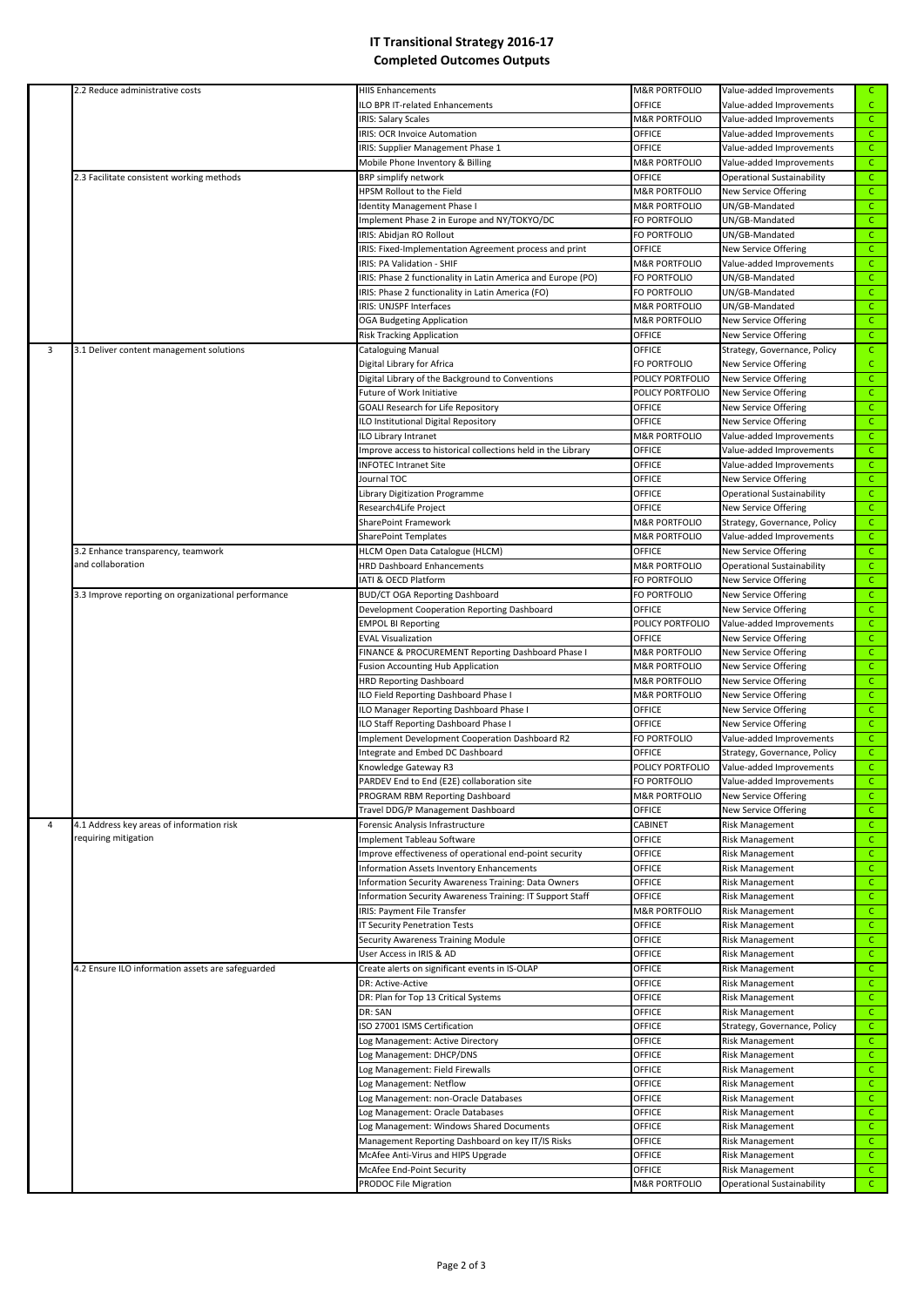# IT Transitional Strategy 2016-17
## Completed Outcomes Outputs

| | | | | | |
|---|---|---|---|---|---|
| | 2.2 Reduce administrative costs | HIIS Enhancements | M&R PORTFOLIO | Value-added Improvements | C |
| | | ILO BPR IT-related Enhancements | OFFICE | Value-added Improvements | C |
| | | IRIS: Salary Scales | M&R PORTFOLIO | Value-added Improvements | C |
| | | IRIS: OCR Invoice Automation | OFFICE | Value-added Improvements | C |
| | | IRIS: Supplier Management Phase 1 | OFFICE | Value-added Improvements | C |
| | | Mobile Phone Inventory & Billing | M&R PORTFOLIO | Value-added Improvements | C |
| | 2.3 Facilitate consistent working methods | BRP simplify network | OFFICE | Operational Sustainability | C |
| | | HPSM Rollout to the Field | M&R PORTFOLIO | New Service Offering | C |
| | | Identity Management Phase I | M&R PORTFOLIO | UN/GB-Mandated | C |
| | | Implement Phase 2 in Europe and NY/TOKYO/DC | FO PORTFOLIO | UN/GB-Mandated | C |
| | | IRIS: Abidjan RO Rollout | FO PORTFOLIO | UN/GB-Mandated | C |
| | | IRIS: Fixed-Implementation Agreement process and print | OFFICE | New Service Offering | C |
| | | IRIS: PA Validation - SHIF | M&R PORTFOLIO | Value-added Improvements | C |
| | | IRIS: Phase 2 functionality in Latin America and Europe (PO) | FO PORTFOLIO | UN/GB-Mandated | C |
| | | IRIS: Phase 2 functionality in Latin America (FO) | FO PORTFOLIO | UN/GB-Mandated | C |
| | | IRIS: UNJSPF Interfaces | M&R PORTFOLIO | UN/GB-Mandated | C |
| | | OGA Budgeting Application | M&R PORTFOLIO | New Service Offering | C |
| | | Risk Tracking Application | OFFICE | New Service Offering | C |
| 3 | 3.1 Deliver content management solutions | Cataloguing Manual | OFFICE | Strategy, Governance, Policy | C |
| | | Digital Library for Africa | FO PORTFOLIO | New Service Offering | C |
| | | Digital Library of the Background to Conventions | POLICY PORTFOLIO | New Service Offering | C |
| | | Future of Work Initiative | POLICY PORTFOLIO | New Service Offering | C |
| | | GOALI Research for Life Repository | OFFICE | New Service Offering | C |
| | | ILO Institutional Digital Repository | OFFICE | New Service Offering | C |
| | | ILO Library Intranet | M&R PORTFOLIO | Value-added Improvements | C |
| | | Improve access to historical collections held in the Library | OFFICE | Value-added Improvements | C |
| | | INFOTEC Intranet Site | OFFICE | Value-added Improvements | C |
| | | Journal TOC | OFFICE | New Service Offering | C |
| | | Library Digitization Programme | OFFICE | Operational Sustainability | C |
| | | Research4Life Project | OFFICE | New Service Offering | C |
| | | SharePoint Framework | M&R PORTFOLIO | Strategy, Governance, Policy | C |
| | | SharePoint Templates | M&R PORTFOLIO | Value-added Improvements | C |
| | 3.2 Enhance transparency, teamwork and collaboration | HLCM Open Data Catalogue (HLCM) | OFFICE | New Service Offering | C |
| | | HRD Dashboard Enhancements | M&R PORTFOLIO | Operational Sustainability | C |
| | | IATI & OECD Platform | FO PORTFOLIO | New Service Offering | C |
| | 3.3 Improve reporting on organizational performance | BUD/CT OGA Reporting Dashboard | FO PORTFOLIO | New Service Offering | C |
| | | Development Cooperation Reporting Dashboard | OFFICE | New Service Offering | C |
| | | EMPOL BI Reporting | POLICY PORTFOLIO | Value-added Improvements | C |
| | | EVAL Visualization | OFFICE | New Service Offering | C |
| | | FINANCE & PROCUREMENT Reporting Dashboard Phase I | M&R PORTFOLIO | New Service Offering | C |
| | | Fusion Accounting Hub Application | M&R PORTFOLIO | New Service Offering | C |
| | | HRD Reporting Dashboard | M&R PORTFOLIO | New Service Offering | C |
| | | ILO Field Reporting Dashboard Phase I | M&R PORTFOLIO | New Service Offering | C |
| | | ILO Manager Reporting Dashboard Phase I | OFFICE | New Service Offering | C |
| | | ILO Staff Reporting Dashboard Phase I | OFFICE | New Service Offering | C |
| | | Implement Development Cooperation Dashboard R2 | FO PORTFOLIO | Value-added Improvements | C |
| | | Integrate and Embed DC Dashboard | OFFICE | Strategy, Governance, Policy | C |
| | | Knowledge Gateway R3 | POLICY PORTFOLIO | Value-added Improvements | C |
| | | PARDEV End to End (E2E) collaboration site | FO PORTFOLIO | Value-added Improvements | C |
| | | PROGRAM RBM Reporting Dashboard | M&R PORTFOLIO | New Service Offering | C |
| | | Travel DDG/P Management Dashboard | OFFICE | New Service Offering | C |
| 4 | 4.1 Address key areas of information risk requiring mitigation | Forensic Analysis Infrastructure | CABINET | Risk Management | C |
| | | Implement Tableau Software | OFFICE | Risk Management | C |
| | | Improve effectiveness of operational end-point security | OFFICE | Risk Management | C |
| | | Information Assets Inventory Enhancements | OFFICE | Risk Management | C |
| | | Information Security Awareness Training: Data Owners | OFFICE | Risk Management | C |
| | | Information Security Awareness Training: IT Support Staff | OFFICE | Risk Management | C |
| | | IRIS: Payment File Transfer | M&R PORTFOLIO | Risk Management | C |
| | | IT Security Penetration Tests | OFFICE | Risk Management | C |
| | | Security Awareness Training Module | OFFICE | Risk Management | C |
| | | User Access in IRIS & AD | OFFICE | Risk Management | C |
| | 4.2 Ensure ILO information assets are safeguarded | Create alerts on significant events in IS-OLAP | OFFICE | Risk Management | C |
| | | DR: Active-Active | OFFICE | Risk Management | C |
| | | DR: Plan for Top 13 Critical Systems | OFFICE | Risk Management | C |
| | | DR: SAN | OFFICE | Risk Management | C |
| | | ISO 27001 ISMS Certification | OFFICE | Strategy, Governance, Policy | C |
| | | Log Management: Active Directory | OFFICE | Risk Management | C |
| | | Log Management: DHCP/DNS | OFFICE | Risk Management | C |
| | | Log Management: Field Firewalls | OFFICE | Risk Management | C |
| | | Log Management: Netflow | OFFICE | Risk Management | C |
| | | Log Management: non-Oracle Databases | OFFICE | Risk Management | C |
| | | Log Management: Oracle Databases | OFFICE | Risk Management | C |
| | | Log Management: Windows Shared Documents | OFFICE | Risk Management | C |
| | | Management Reporting Dashboard on key IT/IS Risks | OFFICE | Risk Management | C |
| | | McAfee Anti-Virus and HIPS Upgrade | OFFICE | Risk Management | C |
| | | McAfee End-Point Security | OFFICE | Risk Management | C |
| | | PRODOC File Migration | M&R PORTFOLIO | Operational Sustainability | C |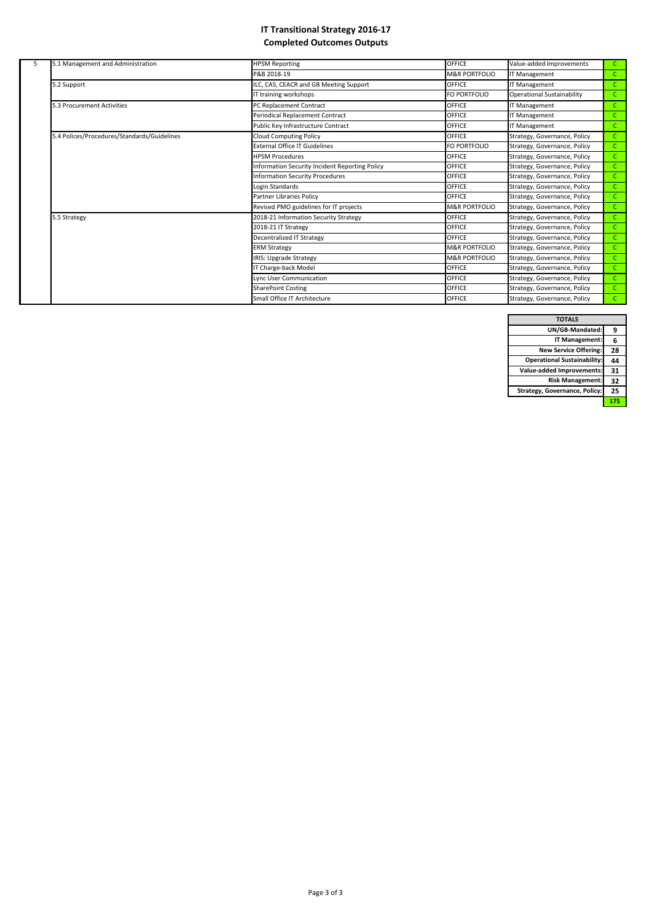# IT Transitional Strategy 2016-17

## Completed Outcomes Outputs

| | | | | | |
|---|---|---|---|---|---|
| 5 | 5.1 Management and Administration | HPSM Reporting | OFFICE | Value-added Improvements | C |
| | | P&B 2018-19 | M&R PORTFOLIO | IT Management | C |
| | 5.2 Support | ILC, CAS, CEACR and GB Meeting Support | OFFICE | IT Management | C |
| | | IT training workshops | FO PORTFOLIO | Operational Sustainability | C |
| | 5.3 Procurement Activities | PC Replacement Contract | OFFICE | IT Management | C |
| | | Periodical Replacement Contract | OFFICE | IT Management | C |
| | | Public Key Infrastructure Contract | OFFICE | IT Management | C |
| | 5.4 Polices/Procedures/Standards/Guidelines | Cloud Computing Policy | OFFICE | Strategy, Governance, Policy | C |
| | | External Office IT Guidelines | FO PORTFOLIO | Strategy, Governance, Policy | C |
| | | HPSM Procedures | OFFICE | Strategy, Governance, Policy | C |
| | | Information Security Incident Reporting Policy | OFFICE | Strategy, Governance, Policy | C |
| | | Information Security Procedures | OFFICE | Strategy, Governance, Policy | C |
| | | Login Standards | OFFICE | Strategy, Governance, Policy | C |
| | | Partner Libraries Policy | OFFICE | Strategy, Governance, Policy | C |
| | | Revised PMO guidelines for IT projects | M&R PORTFOLIO | Strategy, Governance, Policy | C |
| | 5.5 Strategy | 2018-21 Information Security Strategy | OFFICE | Strategy, Governance, Policy | C |
| | | 2018-21 IT Strategy | OFFICE | Strategy, Governance, Policy | C |
| | | Decentralized IT Strategy | OFFICE | Strategy, Governance, Policy | C |
| | | ERM Strategy | M&R PORTFOLIO | Strategy, Governance, Policy | C |
| | | IRIS: Upgrade Strategy | M&R PORTFOLIO | Strategy, Governance, Policy | C |
| | | IT Charge-back Model | OFFICE | Strategy, Governance, Policy | C |
| | | Lync User Communication | OFFICE | Strategy, Governance, Policy | C |
| | | SharePoint Costing | OFFICE | Strategy, Governance, Policy | C |
| | | Small Office IT Architecture | OFFICE | Strategy, Governance, Policy | C |

| TOTALS | |
|---|---|
| **UN/GB-Mandated:** | **9** |
| **IT Management:** | **6** |
| **New Service Offering:** | **28** |
| **Operational Sustainability:** | **44** |
| **Value-added Improvements:** | **31** |
| **Risk Management:** | **32** |
| **Strategy, Governance, Policy:** | **25** |
| | **175** |